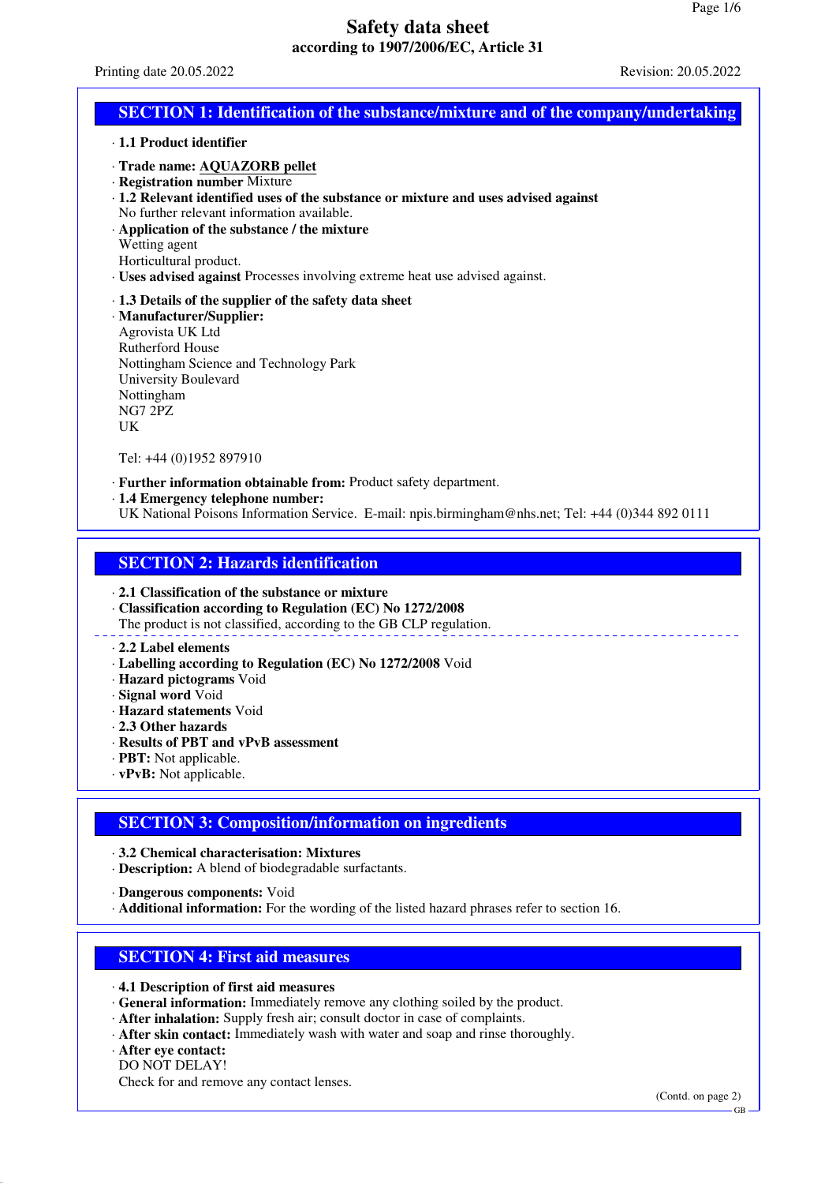# Safety data sheet

**according to 1907/2006/EC, Article 31**

Printing date 20.05.2022 Revision: 20.05.2022

## SECTION 1: Identification of the substance/mixture and of the company/undertaking

· **1.1 Product identifier**

· **Trade name: AQUAZORB pellet**
· **Registration number** Mixture
· **1.2 Relevant identified uses of the substance or mixture and uses advised against**
No further relevant information available.
· **Application of the substance / the mixture**
Wetting agent
Horticultural product.
· **Uses advised against** Processes involving extreme heat use advised against.

· **1.3 Details of the supplier of the safety data sheet**
· **Manufacturer/Supplier:**
Agrovista UK Ltd
Rutherford House
Nottingham Science and Technology Park
University Boulevard
Nottingham
NG7 2PZ
UK

Tel: +44 (0)1952 897910

· **Further information obtainable from:** Product safety department.
· **1.4 Emergency telephone number:**
UK National Poisons Information Service. E-mail: npis.birmingham@nhs.net; Tel: +44 (0)344 892 0111

## SECTION 2: Hazards identification

· **2.1 Classification of the substance or mixture**
· **Classification according to Regulation (EC) No 1272/2008**
The product is not classified, according to the GB CLP regulation.

· **2.2 Label elements**
· **Labelling according to Regulation (EC) No 1272/2008** Void
· **Hazard pictograms** Void
· **Signal word** Void
· **Hazard statements** Void
· **2.3 Other hazards**
· **Results of PBT and vPvB assessment**
· **PBT:** Not applicable.
· **vPvB:** Not applicable.

## SECTION 3: Composition/information on ingredients

· **3.2 Chemical characterisation: Mixtures**
· **Description:** A blend of biodegradable surfactants.

· **Dangerous components:** Void
· **Additional information:** For the wording of the listed hazard phrases refer to section 16.

## SECTION 4: First aid measures

· **4.1 Description of first aid measures**
· **General information:** Immediately remove any clothing soiled by the product.
· **After inhalation:** Supply fresh air; consult doctor in case of complaints.
· **After skin contact:** Immediately wash with water and soap and rinse thoroughly.
· **After eye contact:**
DO NOT DELAY!
Check for and remove any contact lenses.

(Contd. on page 2)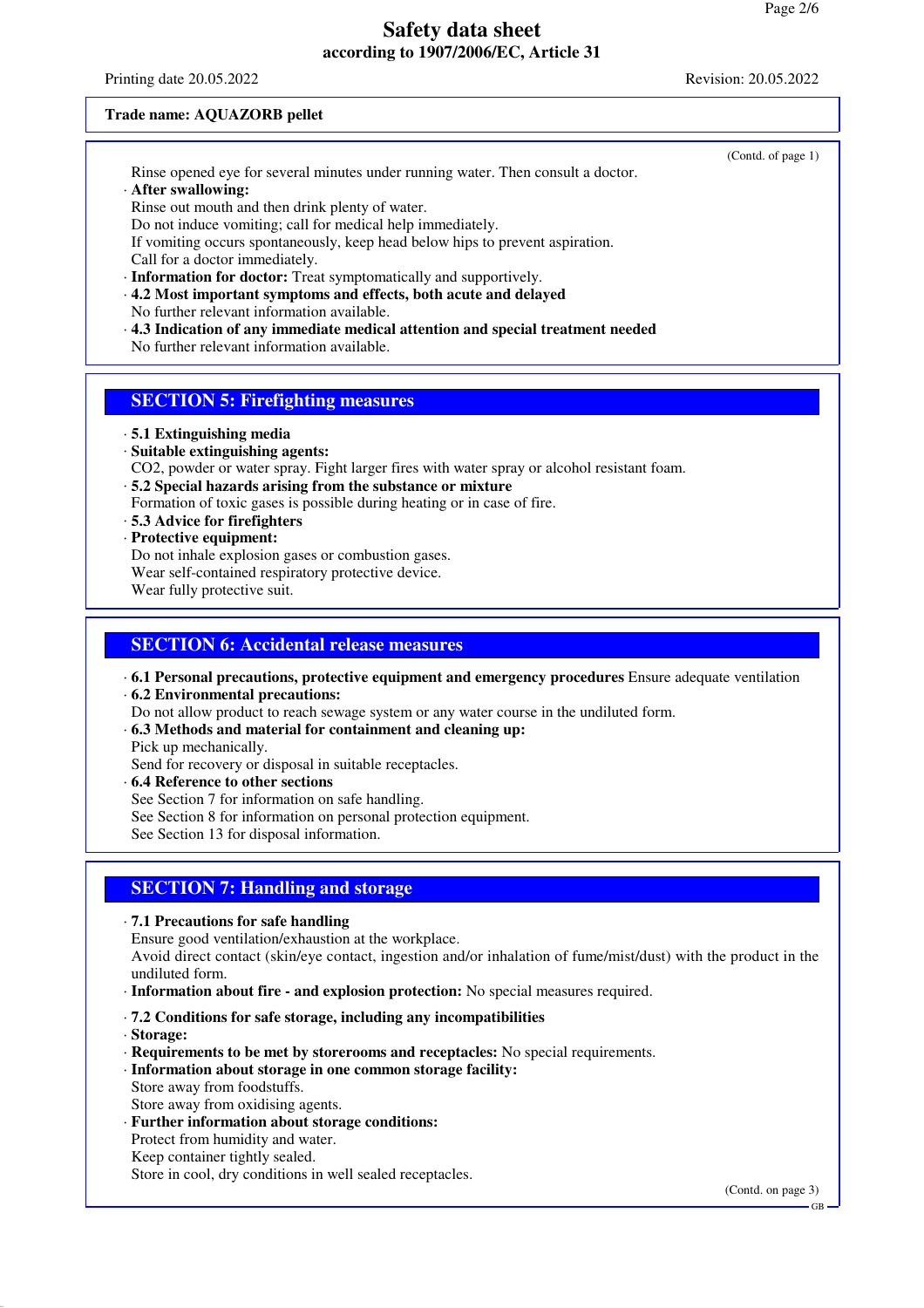**Trade name: AQUAZORB pellet**

(Contd. of page 1)

Rinse opened eye for several minutes under running water. Then consult a doctor.

· **After swallowing:**
Rinse out mouth and then drink plenty of water.
Do not induce vomiting; call for medical help immediately.
If vomiting occurs spontaneously, keep head below hips to prevent aspiration.
Call for a doctor immediately.

· **Information for doctor:** Treat symptomatically and supportively.

· **4.2 Most important symptoms and effects, both acute and delayed**
No further relevant information available.

· **4.3 Indication of any immediate medical attention and special treatment needed**
No further relevant information available.

## SECTION 5: Firefighting measures

· **5.1 Extinguishing media**

· **Suitable extinguishing agents:**
$CO_2$, powder or water spray. Fight larger fires with water spray or alcohol resistant foam.

· **5.2 Special hazards arising from the substance or mixture**
Formation of toxic gases is possible during heating or in case of fire.

· **5.3 Advice for firefighters**

· **Protective equipment:**
Do not inhale explosion gases or combustion gases.
Wear self-contained respiratory protective device.
Wear fully protective suit.

## SECTION 6: Accidental release measures

· **6.1 Personal precautions, protective equipment and emergency procedures** Ensure adequate ventilation

· **6.2 Environmental precautions:**
Do not allow product to reach sewage system or any water course in the undiluted form.

· **6.3 Methods and material for containment and cleaning up:**
Pick up mechanically.
Send for recovery or disposal in suitable receptacles.

· **6.4 Reference to other sections**
See Section 7 for information on safe handling.
See Section 8 for information on personal protection equipment.
See Section 13 for disposal information.

## SECTION 7: Handling and storage

· **7.1 Precautions for safe handling**
Ensure good ventilation/exhaustion at the workplace.
Avoid direct contact (skin/eye contact, ingestion and/or inhalation of fume/mist/dust) with the product in the undiluted form.

· **Information about fire - and explosion protection:** No special measures required.

· **7.2 Conditions for safe storage, including any incompatibilities**

· **Storage:**

· **Requirements to be met by storerooms and receptacles:** No special requirements.

· **Information about storage in one common storage facility:**
Store away from foodstuffs.
Store away from oxidising agents.

· **Further information about storage conditions:**
Protect from humidity and water.
Keep container tightly sealed.
Store in cool, dry conditions in well sealed receptacles.

(Contd. on page 3)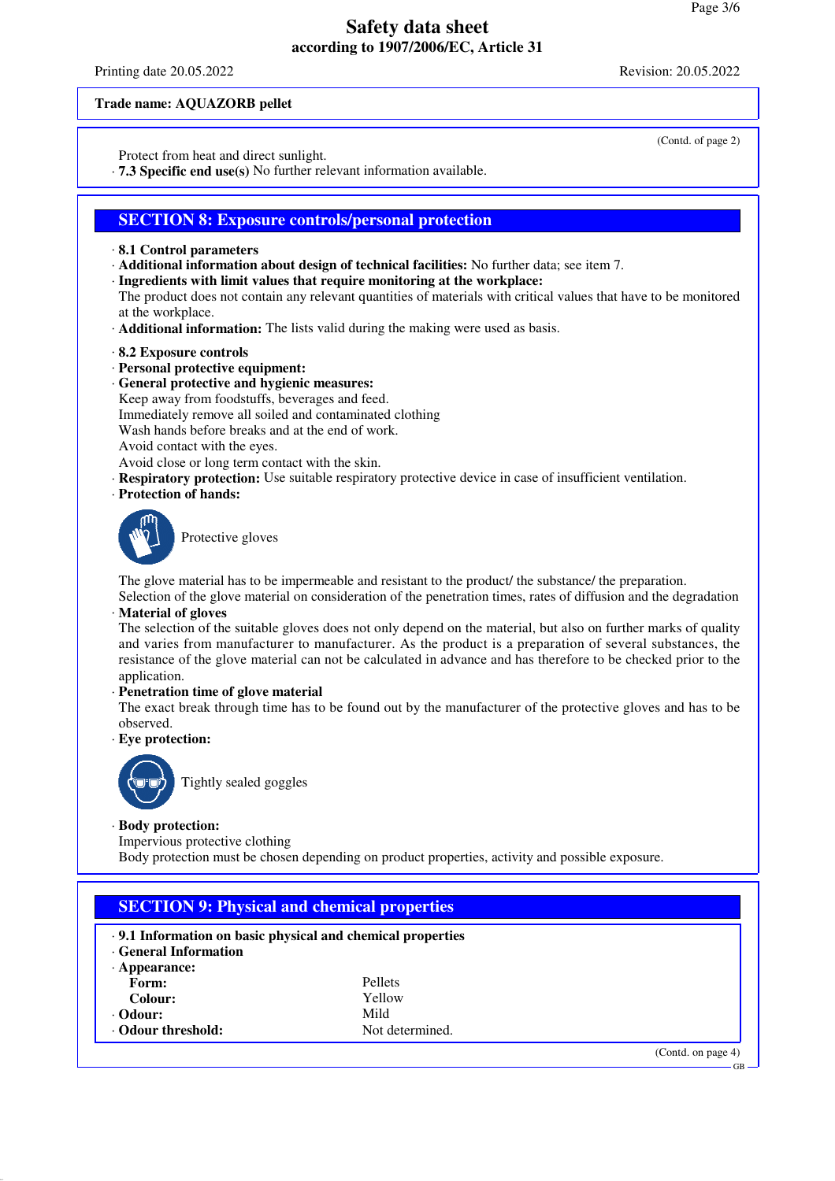**Trade name: AQUAZORB pellet**

(Contd. of page 2)

Protect from heat and direct sunlight.

· **7.3 Specific end use(s)** No further relevant information available.

## SECTION 8: Exposure controls/personal protection

· **8.1 Control parameters**
· **Additional information about design of technical facilities:** No further data; see item 7.
· **Ingredients with limit values that require monitoring at the workplace:**
The product does not contain any relevant quantities of materials with critical values that have to be monitored at the workplace.
· **Additional information:** The lists valid during the making were used as basis.

· **8.2 Exposure controls**
· **Personal protective equipment:**
· **General protective and hygienic measures:**
Keep away from foodstuffs, beverages and feed.
Immediately remove all soiled and contaminated clothing
Wash hands before breaks and at the end of work.
Avoid contact with the eyes.
Avoid close or long term contact with the skin.
· **Respiratory protection:** Use suitable respiratory protective device in case of insufficient ventilation.
· **Protection of hands:**

Protective gloves

The glove material has to be impermeable and resistant to the product/ the substance/ the preparation.
Selection of the glove material on consideration of the penetration times, rates of diffusion and the degradation
· **Material of gloves**
The selection of the suitable gloves does not only depend on the material, but also on further marks of quality and varies from manufacturer to manufacturer. As the product is a preparation of several substances, the resistance of the glove material can not be calculated in advance and has therefore to be checked prior to the application.
· **Penetration time of glove material**
The exact break through time has to be found out by the manufacturer of the protective gloves and has to be observed.
· **Eye protection:**

Tightly sealed goggles

· **Body protection:**
Impervious protective clothing
Body protection must be chosen depending on product properties, activity and possible exposure.

## SECTION 9: Physical and chemical properties

· **9.1 Information on basic physical and chemical properties**
· **General Information**

| | |
|---|---|
| · **Appearance:** | |
| **Form:** | Pellets |
| **Colour:** | Yellow |
| · **Odour:** | Mild |
| · **Odour threshold:** | Not determined. |

(Contd. on page 4)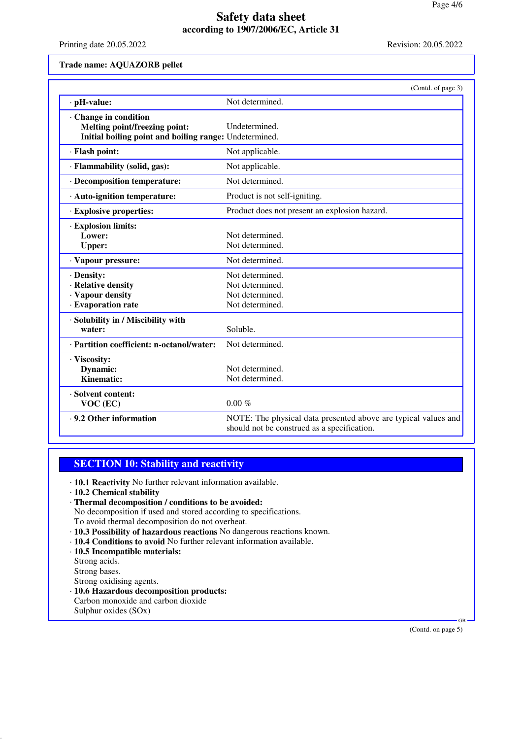**Trade name: AQUAZORB pellet**

(Contd. of page 3)

| | |
|---|---|
| · **pH-value:** | Not determined. |
| · **Change in condition** | |
| **Melting point/freezing point:** | Undetermined. |
| **Initial boiling point and boiling range:** | Undetermined. |
| · **Flash point:** | Not applicable. |
| · **Flammability (solid, gas):** | Not applicable. |
| · **Decomposition temperature:** | Not determined. |
| · **Auto-ignition temperature:** | Product is not self-igniting. |
| · **Explosive properties:** | Product does not present an explosion hazard. |
| · **Explosion limits:** | |
| **Lower:** | Not determined. |
| **Upper:** | Not determined. |
| · **Vapour pressure:** | Not determined. |
| · **Density:** | Not determined. |
| · **Relative density** | Not determined. |
| · **Vapour density** | Not determined. |
| · **Evaporation rate** | Not determined. |
| · **Solubility in / Miscibility with water:** | Soluble. |
| · **Partition coefficient: n-octanol/water:** | Not determined. |
| · **Viscosity:** | |
| **Dynamic:** | Not determined. |
| **Kinematic:** | Not determined. |
| · **Solvent content:** | |
| **VOC (EC)** | 0.00 % |
| · **9.2 Other information** | NOTE: The physical data presented above are typical values and should not be construed as a specification. |

## SECTION 10: Stability and reactivity

· **10.1 Reactivity** No further relevant information available.
· **10.2 Chemical stability**
· **Thermal decomposition / conditions to be avoided:**
No decomposition if used and stored according to specifications.
To avoid thermal decomposition do not overheat.
· **10.3 Possibility of hazardous reactions** No dangerous reactions known.
· **10.4 Conditions to avoid** No further relevant information available.
· **10.5 Incompatible materials:**
Strong acids.
Strong bases.
Strong oxidising agents.
· **10.6 Hazardous decomposition products:**
Carbon monoxide and carbon dioxide
Sulphur oxides (SOx)

(Contd. on page 5)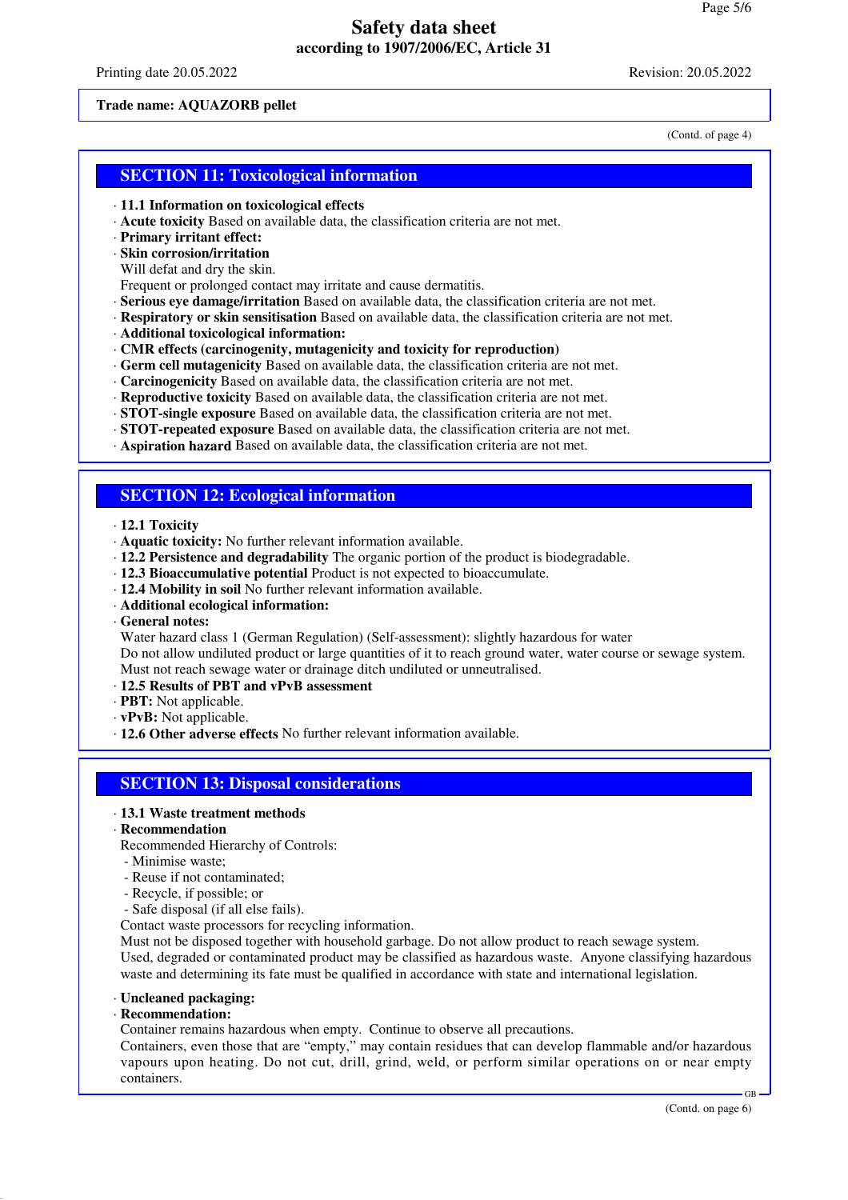Trade name: AQUAZORB pellet

(Contd. of page 4)

## SECTION 11: Toxicological information

- **11.1 Information on toxicological effects**
- **Acute toxicity** Based on available data, the classification criteria are not met.
- **Primary irritant effect:**
- **Skin corrosion/irritation**
  Will defat and dry the skin.
  Frequent or prolonged contact may irritate and cause dermatitis.
- **Serious eye damage/irritation** Based on available data, the classification criteria are not met.
- **Respiratory or skin sensitisation** Based on available data, the classification criteria are not met.
- **Additional toxicological information:**
- **CMR effects (carcinogenity, mutagenicity and toxicity for reproduction)**
- **Germ cell mutagenicity** Based on available data, the classification criteria are not met.
- **Carcinogenicity** Based on available data, the classification criteria are not met.
- **Reproductive toxicity** Based on available data, the classification criteria are not met.
- **STOT-single exposure** Based on available data, the classification criteria are not met.
- **STOT-repeated exposure** Based on available data, the classification criteria are not met.
- **Aspiration hazard** Based on available data, the classification criteria are not met.

## SECTION 12: Ecological information

- **12.1 Toxicity**
- **Aquatic toxicity:** No further relevant information available.
- **12.2 Persistence and degradability** The organic portion of the product is biodegradable.
- **12.3 Bioaccumulative potential** Product is not expected to bioaccumulate.
- **12.4 Mobility in soil** No further relevant information available.
- **Additional ecological information:**
- **General notes:**
  Water hazard class 1 (German Regulation) (Self-assessment): slightly hazardous for water
  Do not allow undiluted product or large quantities of it to reach ground water, water course or sewage system.
  Must not reach sewage water or drainage ditch undiluted or unneutralised.
- **12.5 Results of PBT and vPvB assessment**
- **PBT:** Not applicable.
- **vPvB:** Not applicable.
- **12.6 Other adverse effects** No further relevant information available.

## SECTION 13: Disposal considerations

- **13.1 Waste treatment methods**
- **Recommendation**
  Recommended Hierarchy of Controls:
  - Minimise waste;
  - Reuse if not contaminated;
  - Recycle, if possible; or
  - Safe disposal (if all else fails).

  Contact waste processors for recycling information.
  Must not be disposed together with household garbage. Do not allow product to reach sewage system.
  Used, degraded or contaminated product may be classified as hazardous waste. Anyone classifying hazardous waste and determining its fate must be qualified in accordance with state and international legislation.

- **Uncleaned packaging:**
- **Recommendation:**
  Container remains hazardous when empty. Continue to observe all precautions.
  Containers, even those that are "empty," may contain residues that can develop flammable and/or hazardous vapours upon heating. Do not cut, drill, grind, weld, or perform similar operations on or near empty containers.

(Contd. on page 6)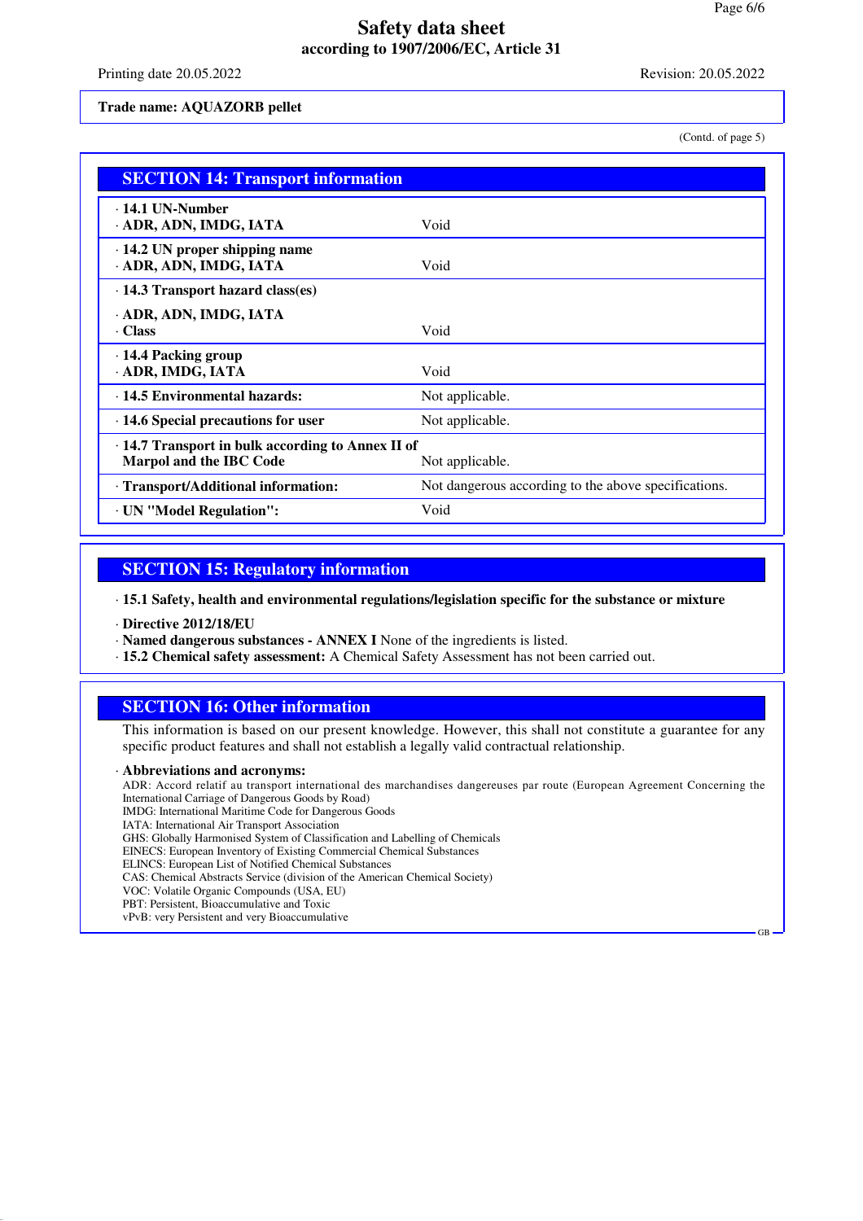Trade name: AQUAZORB pellet

(Contd. of page 5)

## SECTION 14: Transport information

| | |
|---|---|
| · **14.1 UN-Number**<br>· **ADR, ADN, IMDG, IATA** | Void |
| · **14.2 UN proper shipping name**<br>· **ADR, ADN, IMDG, IATA** | Void |
| · **14.3 Transport hazard class(es)**<br>· **ADR, ADN, IMDG, IATA**<br>· **Class** | Void |
| · **14.4 Packing group**<br>· **ADR, IMDG, IATA** | Void |
| · **14.5 Environmental hazards:** | Not applicable. |
| · **14.6 Special precautions for user** | Not applicable. |
| · **14.7 Transport in bulk according to Annex II of Marpol and the IBC Code** | Not applicable. |
| · **Transport/Additional information:** | Not dangerous according to the above specifications. |
| · **UN "Model Regulation":** | Void |

## SECTION 15: Regulatory information

· **15.1 Safety, health and environmental regulations/legislation specific for the substance or mixture**

· **Directive 2012/18/EU**
· **Named dangerous substances - ANNEX I** None of the ingredients is listed.
· **15.2 Chemical safety assessment:** A Chemical Safety Assessment has not been carried out.

## SECTION 16: Other information

This information is based on our present knowledge. However, this shall not constitute a guarantee for any specific product features and shall not establish a legally valid contractual relationship.

· **Abbreviations and acronyms:**
ADR: Accord relatif au transport international des marchandises dangereuses par route (European Agreement Concerning the International Carriage of Dangerous Goods by Road)
IMDG: International Maritime Code for Dangerous Goods
IATA: International Air Transport Association
GHS: Globally Harmonised System of Classification and Labelling of Chemicals
EINECS: European Inventory of Existing Commercial Chemical Substances
ELINCS: European List of Notified Chemical Substances
CAS: Chemical Abstracts Service (division of the American Chemical Society)
VOC: Volatile Organic Compounds (USA, EU)
PBT: Persistent, Bioaccumulative and Toxic
vPvB: very Persistent and very Bioaccumulative